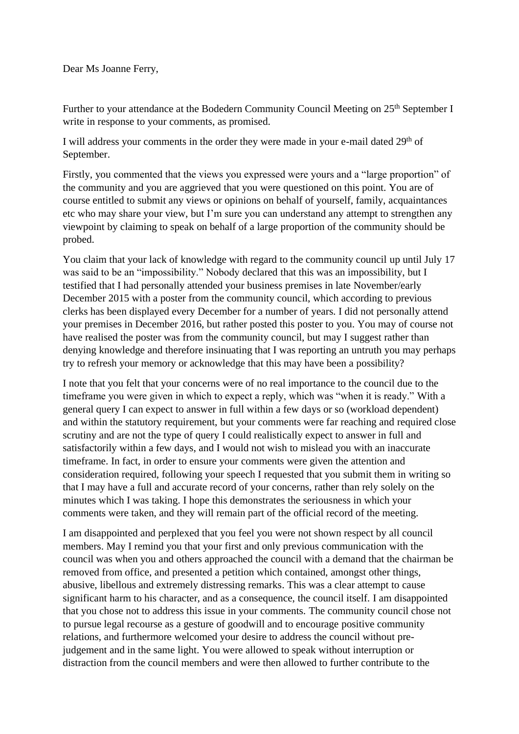Dear Ms Joanne Ferry,

Further to your attendance at the Bodedern Community Council Meeting on 25th September I write in response to your comments, as promised.

I will address your comments in the order they were made in your e-mail dated 29th of September.

Firstly, you commented that the views you expressed were yours and a "large proportion" of the community and you are aggrieved that you were questioned on this point. You are of course entitled to submit any views or opinions on behalf of yourself, family, acquaintances etc who may share your view, but I'm sure you can understand any attempt to strengthen any viewpoint by claiming to speak on behalf of a large proportion of the community should be probed.

You claim that your lack of knowledge with regard to the community council up until July 17 was said to be an "impossibility." Nobody declared that this was an impossibility, but I testified that I had personally attended your business premises in late November/early December 2015 with a poster from the community council, which according to previous clerks has been displayed every December for a number of years. I did not personally attend your premises in December 2016, but rather posted this poster to you. You may of course not have realised the poster was from the community council, but may I suggest rather than denying knowledge and therefore insinuating that I was reporting an untruth you may perhaps try to refresh your memory or acknowledge that this may have been a possibility?

I note that you felt that your concerns were of no real importance to the council due to the timeframe you were given in which to expect a reply, which was "when it is ready." With a general query I can expect to answer in full within a few days or so (workload dependent) and within the statutory requirement, but your comments were far reaching and required close scrutiny and are not the type of query I could realistically expect to answer in full and satisfactorily within a few days, and I would not wish to mislead you with an inaccurate timeframe. In fact, in order to ensure your comments were given the attention and consideration required, following your speech I requested that you submit them in writing so that I may have a full and accurate record of your concerns, rather than rely solely on the minutes which I was taking. I hope this demonstrates the seriousness in which your comments were taken, and they will remain part of the official record of the meeting.

I am disappointed and perplexed that you feel you were not shown respect by all council members. May I remind you that your first and only previous communication with the council was when you and others approached the council with a demand that the chairman be removed from office, and presented a petition which contained, amongst other things, abusive, libellous and extremely distressing remarks. This was a clear attempt to cause significant harm to his character, and as a consequence, the council itself. I am disappointed that you chose not to address this issue in your comments. The community council chose not to pursue legal recourse as a gesture of goodwill and to encourage positive community relations, and furthermore welcomed your desire to address the council without pre-judgement and in the same light. You were allowed to speak without interruption or distraction from the council members and were then allowed to further contribute to the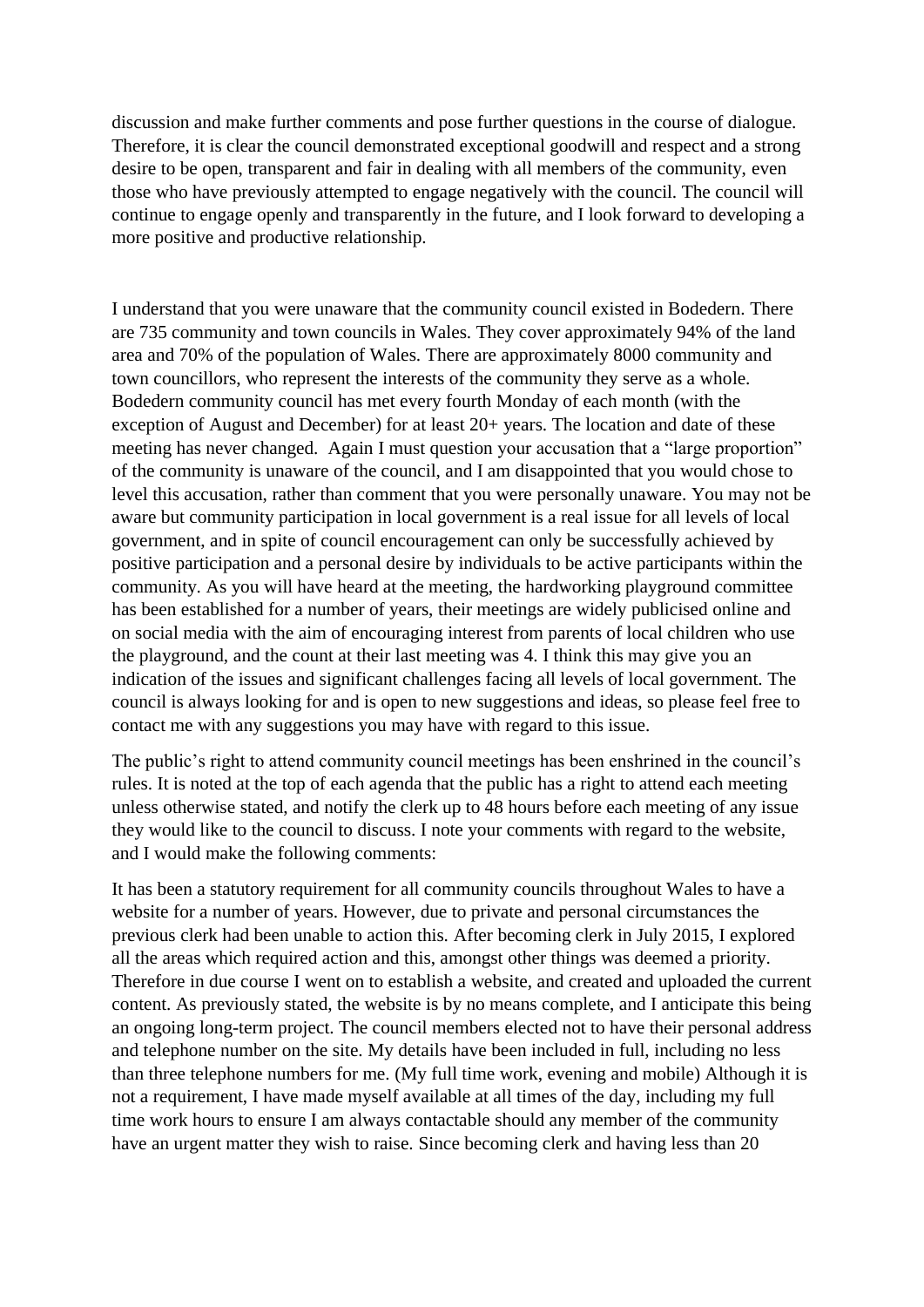discussion and make further comments and pose further questions in the course of dialogue. Therefore, it is clear the council demonstrated exceptional goodwill and respect and a strong desire to be open, transparent and fair in dealing with all members of the community, even those who have previously attempted to engage negatively with the council. The council will continue to engage openly and transparently in the future, and I look forward to developing a more positive and productive relationship.

I understand that you were unaware that the community council existed in Bodedern. There are 735 community and town councils in Wales. They cover approximately 94% of the land area and 70% of the population of Wales. There are approximately 8000 community and town councillors, who represent the interests of the community they serve as a whole. Bodedern community council has met every fourth Monday of each month (with the exception of August and December) for at least 20+ years. The location and date of these meeting has never changed. Again I must question your accusation that a "large proportion" of the community is unaware of the council, and I am disappointed that you would chose to level this accusation, rather than comment that you were personally unaware. You may not be aware but community participation in local government is a real issue for all levels of local government, and in spite of council encouragement can only be successfully achieved by positive participation and a personal desire by individuals to be active participants within the community. As you will have heard at the meeting, the hardworking playground committee has been established for a number of years, their meetings are widely publicised online and on social media with the aim of encouraging interest from parents of local children who use the playground, and the count at their last meeting was 4. I think this may give you an indication of the issues and significant challenges facing all levels of local government. The council is always looking for and is open to new suggestions and ideas, so please feel free to contact me with any suggestions you may have with regard to this issue.

The public's right to attend community council meetings has been enshrined in the council's rules. It is noted at the top of each agenda that the public has a right to attend each meeting unless otherwise stated, and notify the clerk up to 48 hours before each meeting of any issue they would like to the council to discuss. I note your comments with regard to the website, and I would make the following comments:

It has been a statutory requirement for all community councils throughout Wales to have a website for a number of years. However, due to private and personal circumstances the previous clerk had been unable to action this. After becoming clerk in July 2015, I explored all the areas which required action and this, amongst other things was deemed a priority. Therefore in due course I went on to establish a website, and created and uploaded the current content. As previously stated, the website is by no means complete, and I anticipate this being an ongoing long-term project. The council members elected not to have their personal address and telephone number on the site. My details have been included in full, including no less than three telephone numbers for me. (My full time work, evening and mobile) Although it is not a requirement, I have made myself available at all times of the day, including my full time work hours to ensure I am always contactable should any member of the community have an urgent matter they wish to raise. Since becoming clerk and having less than 20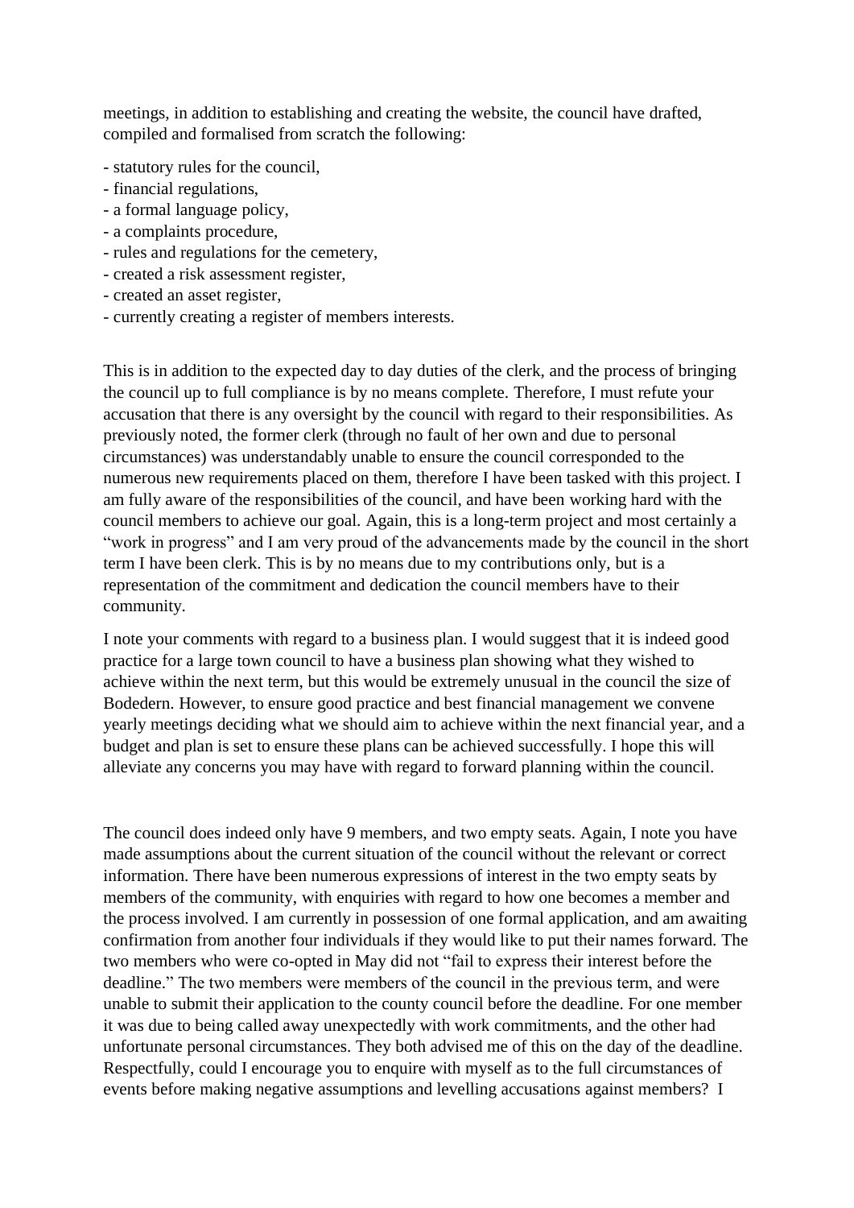meetings, in addition to establishing and creating the website, the council have drafted, compiled and formalised from scratch the following:

- statutory rules for the council,
- financial regulations,
- a formal language policy,
- a complaints procedure,
- rules and regulations for the cemetery,
- created a risk assessment register,
- created an asset register,
- currently creating a register of members interests.

This is in addition to the expected day to day duties of the clerk, and the process of bringing the council up to full compliance is by no means complete. Therefore, I must refute your accusation that there is any oversight by the council with regard to their responsibilities. As previously noted, the former clerk (through no fault of her own and due to personal circumstances) was understandably unable to ensure the council corresponded to the numerous new requirements placed on them, therefore I have been tasked with this project. I am fully aware of the responsibilities of the council, and have been working hard with the council members to achieve our goal. Again, this is a long-term project and most certainly a "work in progress" and I am very proud of the advancements made by the council in the short term I have been clerk. This is by no means due to my contributions only, but is a representation of the commitment and dedication the council members have to their community.

I note your comments with regard to a business plan. I would suggest that it is indeed good practice for a large town council to have a business plan showing what they wished to achieve within the next term, but this would be extremely unusual in the council the size of Bodedern. However, to ensure good practice and best financial management we convene yearly meetings deciding what we should aim to achieve within the next financial year, and a budget and plan is set to ensure these plans can be achieved successfully. I hope this will alleviate any concerns you may have with regard to forward planning within the council.

The council does indeed only have 9 members, and two empty seats. Again, I note you have made assumptions about the current situation of the council without the relevant or correct information. There have been numerous expressions of interest in the two empty seats by members of the community, with enquiries with regard to how one becomes a member and the process involved. I am currently in possession of one formal application, and am awaiting confirmation from another four individuals if they would like to put their names forward. The two members who were co-opted in May did not "fail to express their interest before the deadline." The two members were members of the council in the previous term, and were unable to submit their application to the county council before the deadline. For one member it was due to being called away unexpectedly with work commitments, and the other had unfortunate personal circumstances. They both advised me of this on the day of the deadline. Respectfully, could I encourage you to enquire with myself as to the full circumstances of events before making negative assumptions and levelling accusations against members? I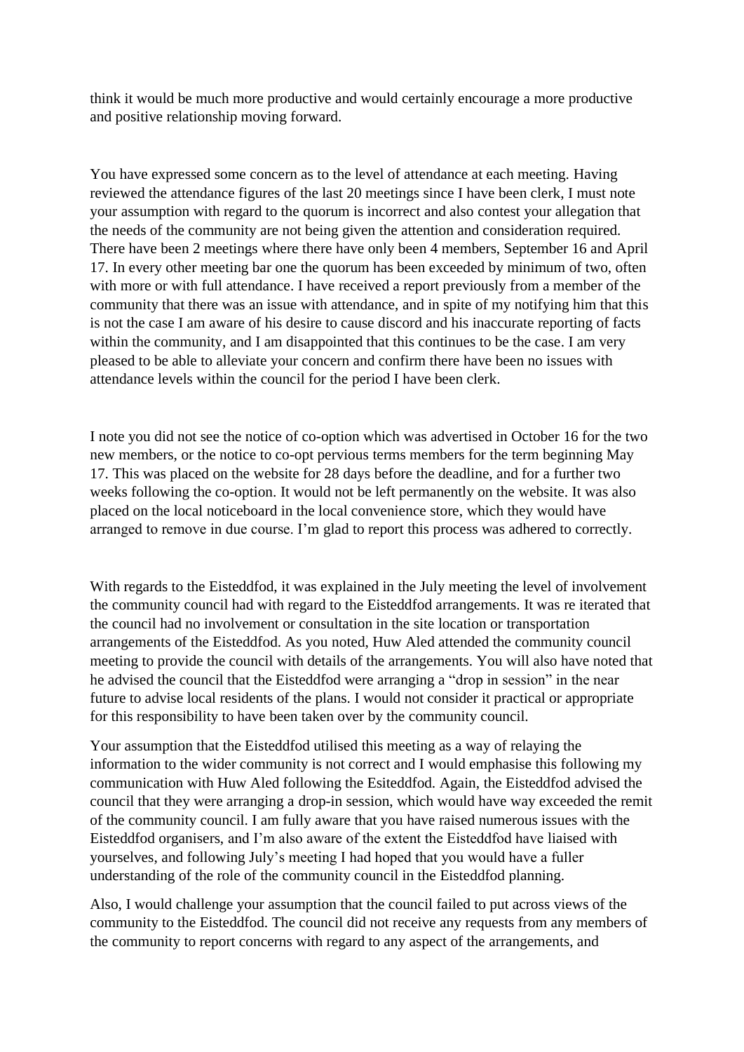think it would be much more productive and would certainly encourage a more productive and positive relationship moving forward.

You have expressed some concern as to the level of attendance at each meeting. Having reviewed the attendance figures of the last 20 meetings since I have been clerk, I must note your assumption with regard to the quorum is incorrect and also contest your allegation that the needs of the community are not being given the attention and consideration required. There have been 2 meetings where there have only been 4 members, September 16 and April 17. In every other meeting bar one the quorum has been exceeded by minimum of two, often with more or with full attendance. I have received a report previously from a member of the community that there was an issue with attendance, and in spite of my notifying him that this is not the case I am aware of his desire to cause discord and his inaccurate reporting of facts within the community, and I am disappointed that this continues to be the case. I am very pleased to be able to alleviate your concern and confirm there have been no issues with attendance levels within the council for the period I have been clerk.

I note you did not see the notice of co-option which was advertised in October 16 for the two new members, or the notice to co-opt pervious terms members for the term beginning May 17. This was placed on the website for 28 days before the deadline, and for a further two weeks following the co-option. It would not be left permanently on the website. It was also placed on the local noticeboard in the local convenience store, which they would have arranged to remove in due course. I'm glad to report this process was adhered to correctly.

With regards to the Eisteddfod, it was explained in the July meeting the level of involvement the community council had with regard to the Eisteddfod arrangements. It was re iterated that the council had no involvement or consultation in the site location or transportation arrangements of the Eisteddfod. As you noted, Huw Aled attended the community council meeting to provide the council with details of the arrangements. You will also have noted that he advised the council that the Eisteddfod were arranging a "drop in session" in the near future to advise local residents of the plans. I would not consider it practical or appropriate for this responsibility to have been taken over by the community council.

Your assumption that the Eisteddfod utilised this meeting as a way of relaying the information to the wider community is not correct and I would emphasise this following my communication with Huw Aled following the Esiteddfod. Again, the Eisteddfod advised the council that they were arranging a drop-in session, which would have way exceeded the remit of the community council. I am fully aware that you have raised numerous issues with the Eisteddfod organisers, and I'm also aware of the extent the Eisteddfod have liaised with yourselves, and following July's meeting I had hoped that you would have a fuller understanding of the role of the community council in the Eisteddfod planning.

Also, I would challenge your assumption that the council failed to put across views of the community to the Eisteddfod. The council did not receive any requests from any members of the community to report concerns with regard to any aspect of the arrangements, and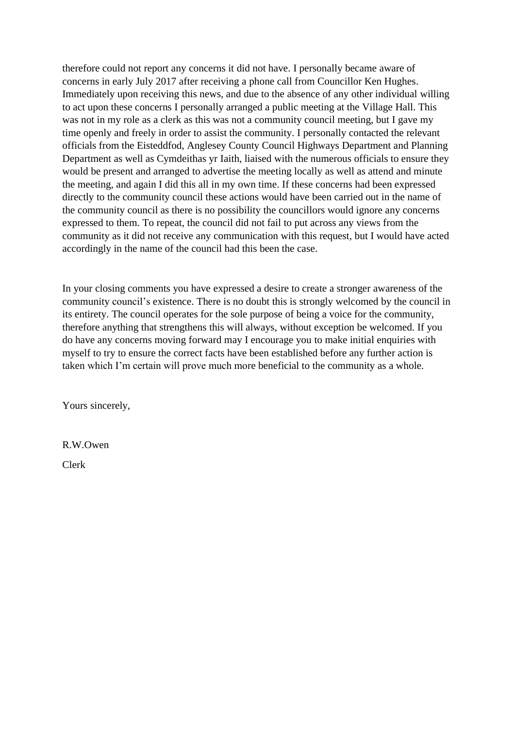therefore could not report any concerns it did not have. I personally became aware of concerns in early July 2017 after receiving a phone call from Councillor Ken Hughes. Immediately upon receiving this news, and due to the absence of any other individual willing to act upon these concerns I personally arranged a public meeting at the Village Hall. This was not in my role as a clerk as this was not a community council meeting, but I gave my time openly and freely in order to assist the community. I personally contacted the relevant officials from the Eisteddfod, Anglesey County Council Highways Department and Planning Department as well as Cymdeithas yr Iaith, liaised with the numerous officials to ensure they would be present and arranged to advertise the meeting locally as well as attend and minute the meeting, and again I did this all in my own time. If these concerns had been expressed directly to the community council these actions would have been carried out in the name of the community council as there is no possibility the councillors would ignore any concerns expressed to them. To repeat, the council did not fail to put across any views from the community as it did not receive any communication with this request, but I would have acted accordingly in the name of the council had this been the case.

In your closing comments you have expressed a desire to create a stronger awareness of the community council's existence. There is no doubt this is strongly welcomed by the council in its entirety. The council operates for the sole purpose of being a voice for the community, therefore anything that strengthens this will always, without exception be welcomed. If you do have any concerns moving forward may I encourage you to make initial enquiries with myself to try to ensure the correct facts have been established before any further action is taken which I'm certain will prove much more beneficial to the community as a whole.

Yours sincerely,

R.W.Owen

Clerk